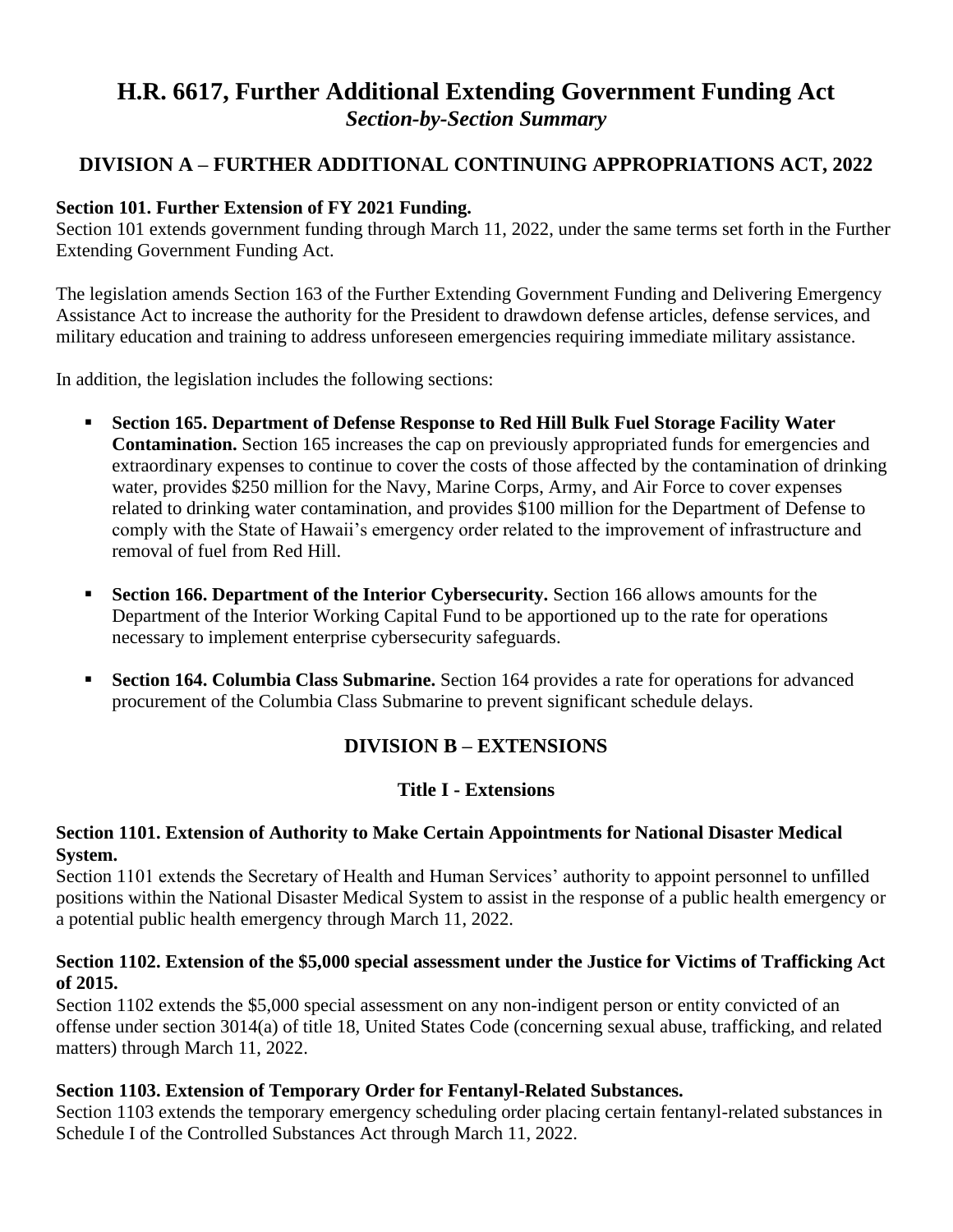# H.R. 6617, Further Additional Extending Government Funding Act

*Section-by-Section Summary*

## DIVISION A – FURTHER ADDITIONAL CONTINUING APPROPRIATIONS ACT, 2022

**Section 101. Further Extension of FY 2021 Funding.**
Section 101 extends government funding through March 11, 2022, under the same terms set forth in the Further Extending Government Funding Act.

The legislation amends Section 163 of the Further Extending Government Funding and Delivering Emergency Assistance Act to increase the authority for the President to drawdown defense articles, defense services, and military education and training to address unforeseen emergencies requiring immediate military assistance.

In addition, the legislation includes the following sections:

- **Section 165. Department of Defense Response to Red Hill Bulk Fuel Storage Facility Water Contamination.** Section 165 increases the cap on previously appropriated funds for emergencies and extraordinary expenses to continue to cover the costs of those affected by the contamination of drinking water, provides $250 million for the Navy, Marine Corps, Army, and Air Force to cover expenses related to drinking water contamination, and provides $100 million for the Department of Defense to comply with the State of Hawaii's emergency order related to the improvement of infrastructure and removal of fuel from Red Hill.

- **Section 166. Department of the Interior Cybersecurity.** Section 166 allows amounts for the Department of the Interior Working Capital Fund to be apportioned up to the rate for operations necessary to implement enterprise cybersecurity safeguards.

- **Section 164. Columbia Class Submarine.** Section 164 provides a rate for operations for advanced procurement of the Columbia Class Submarine to prevent significant schedule delays.

## DIVISION B – EXTENSIONS

### Title I - Extensions

**Section 1101. Extension of Authority to Make Certain Appointments for National Disaster Medical System.**
Section 1101 extends the Secretary of Health and Human Services' authority to appoint personnel to unfilled positions within the National Disaster Medical System to assist in the response of a public health emergency or a potential public health emergency through March 11, 2022.

**Section 1102. Extension of the $5,000 special assessment under the Justice for Victims of Trafficking Act of 2015.**
Section 1102 extends the $5,000 special assessment on any non-indigent person or entity convicted of an offense under section 3014(a) of title 18, United States Code (concerning sexual abuse, trafficking, and related matters) through March 11, 2022.

**Section 1103. Extension of Temporary Order for Fentanyl-Related Substances.**
Section 1103 extends the temporary emergency scheduling order placing certain fentanyl-related substances in Schedule I of the Controlled Substances Act through March 11, 2022.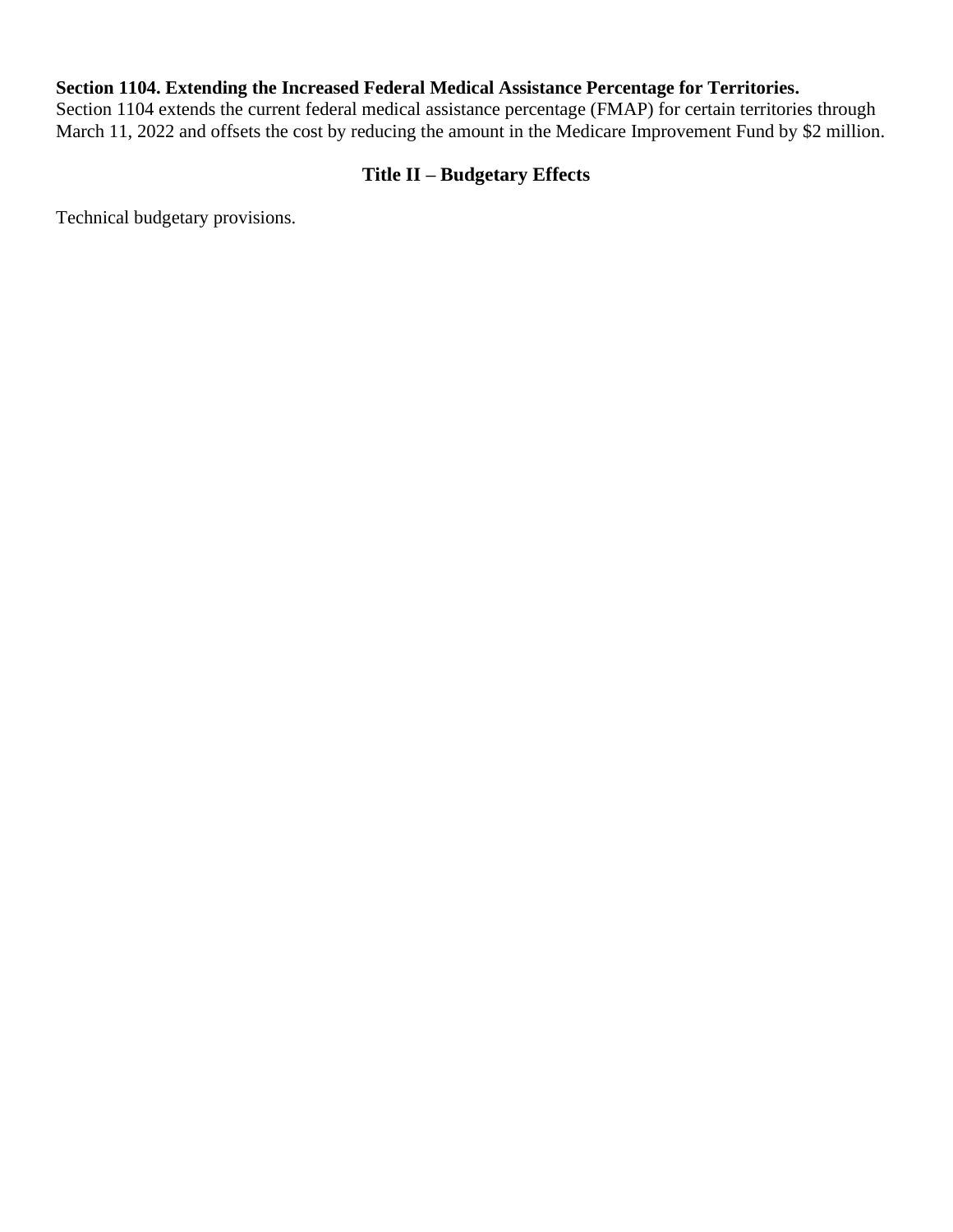**Section 1104. Extending the Increased Federal Medical Assistance Percentage for Territories.**
Section 1104 extends the current federal medical assistance percentage (FMAP) for certain territories through March 11, 2022 and offsets the cost by reducing the amount in the Medicare Improvement Fund by $2 million.

## Title II – Budgetary Effects

Technical budgetary provisions.